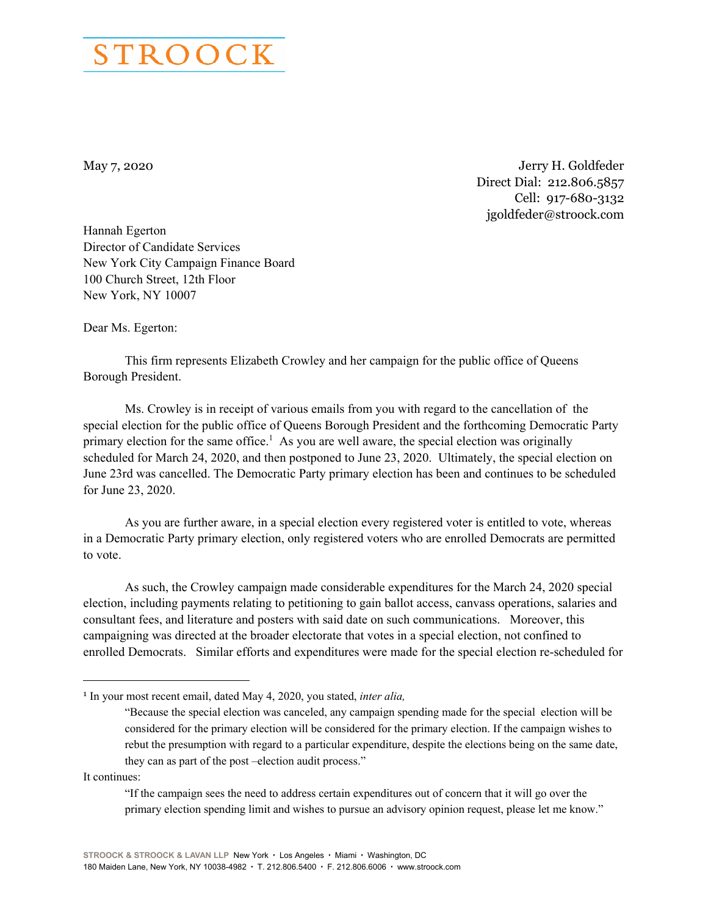STROOCK

May 7, 2020

Jerry H. Goldfeder
Direct Dial: 212.806.5857
Cell: 917-680-3132
jgoldfeder@stroock.com

Hannah Egerton
Director of Candidate Services
New York City Campaign Finance Board
100 Church Street, 12th Floor
New York, NY 10007

Dear Ms. Egerton:

This firm represents Elizabeth Crowley and her campaign for the public office of Queens Borough President.

Ms. Crowley is in receipt of various emails from you with regard to the cancellation of the special election for the public office of Queens Borough President and the forthcoming Democratic Party primary election for the same office.[1] As you are well aware, the special election was originally scheduled for March 24, 2020, and then postponed to June 23, 2020. Ultimately, the special election on June 23rd was cancelled. The Democratic Party primary election has been and continues to be scheduled for June 23, 2020.

As you are further aware, in a special election every registered voter is entitled to vote, whereas in a Democratic Party primary election, only registered voters who are enrolled Democrats are permitted to vote.

As such, the Crowley campaign made considerable expenditures for the March 24, 2020 special election, including payments relating to petitioning to gain ballot access, canvass operations, salaries and consultant fees, and literature and posters with said date on such communications. Moreover, this campaigning was directed at the broader electorate that votes in a special election, not confined to enrolled Democrats. Similar efforts and expenditures were made for the special election re-scheduled for

---

[1] In your most recent email, dated May 4, 2020, you stated, *inter alia,*

> "Because the special election was canceled, any campaign spending made for the special election will be considered for the primary election will be considered for the primary election. If the campaign wishes to rebut the presumption with regard to a particular expenditure, despite the elections being on the same date, they can as part of the post –election audit process."

It continues:

> "If the campaign sees the need to address certain expenditures out of concern that it will go over the primary election spending limit and wishes to pursue an advisory opinion request, please let me know."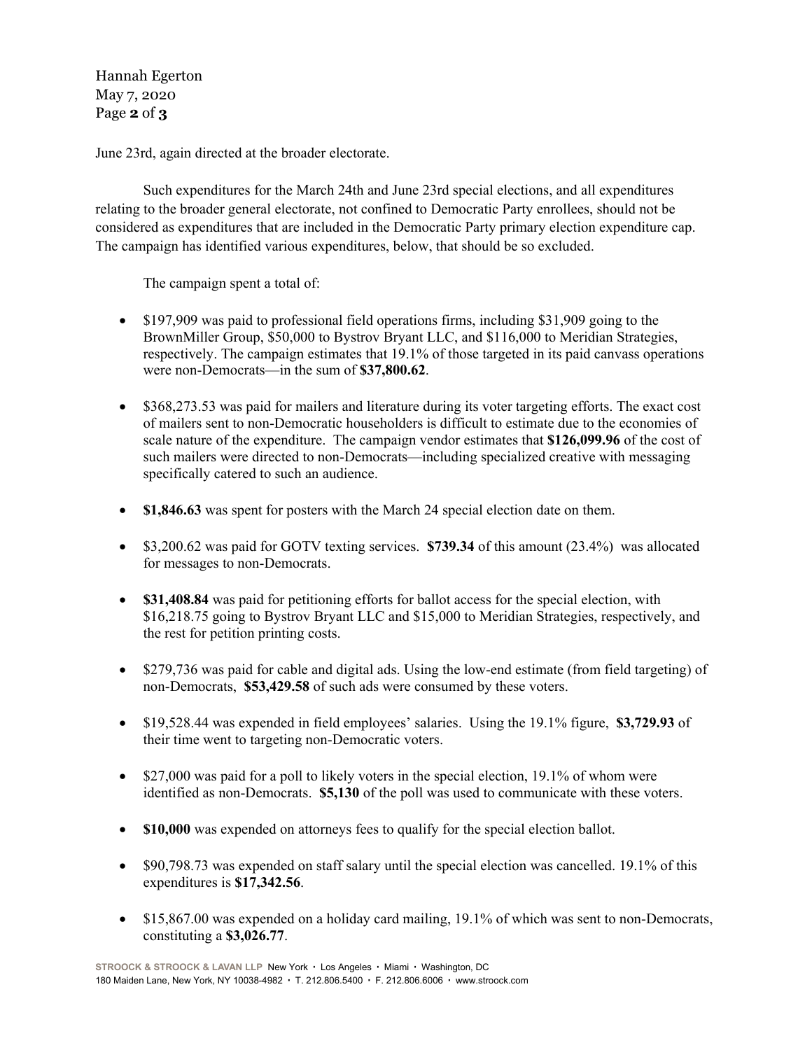June 23rd, again directed at the broader electorate.

Such expenditures for the March 24th and June 23rd special elections, and all expenditures relating to the broader general electorate, not confined to Democratic Party enrollees, should not be considered as expenditures that are included in the Democratic Party primary election expenditure cap. The campaign has identified various expenditures, below, that should be so excluded.

The campaign spent a total of:

- $197,909 was paid to professional field operations firms, including $31,909 going to the BrownMiller Group, $50,000 to Bystrov Bryant LLC, and $116,000 to Meridian Strategies, respectively. The campaign estimates that 19.1% of those targeted in its paid canvass operations were non-Democrats—in the sum of **$37,800.62**.
- $368,273.53 was paid for mailers and literature during its voter targeting efforts. The exact cost of mailers sent to non-Democratic householders is difficult to estimate due to the economies of scale nature of the expenditure. The campaign vendor estimates that **$126,099.96** of the cost of such mailers were directed to non-Democrats—including specialized creative with messaging specifically catered to such an audience.
- **$1,846.63** was spent for posters with the March 24 special election date on them.
- $3,200.62 was paid for GOTV texting services. **$739.34** of this amount (23.4%) was allocated for messages to non-Democrats.
- **$31,408.84** was paid for petitioning efforts for ballot access for the special election, with $16,218.75 going to Bystrov Bryant LLC and $15,000 to Meridian Strategies, respectively, and the rest for petition printing costs.
- $279,736 was paid for cable and digital ads. Using the low-end estimate (from field targeting) of non-Democrats, **$53,429.58** of such ads were consumed by these voters.
- $19,528.44 was expended in field employees' salaries. Using the 19.1% figure, **$3,729.93** of their time went to targeting non-Democratic voters.
- $27,000 was paid for a poll to likely voters in the special election, 19.1% of whom were identified as non-Democrats. **$5,130** of the poll was used to communicate with these voters.
- **$10,000** was expended on attorneys fees to qualify for the special election ballot.
- $90,798.73 was expended on staff salary until the special election was cancelled. 19.1% of this expenditures is **$17,342.56**.
- $15,867.00 was expended on a holiday card mailing, 19.1% of which was sent to non-Democrats, constituting a **$3,026.77**.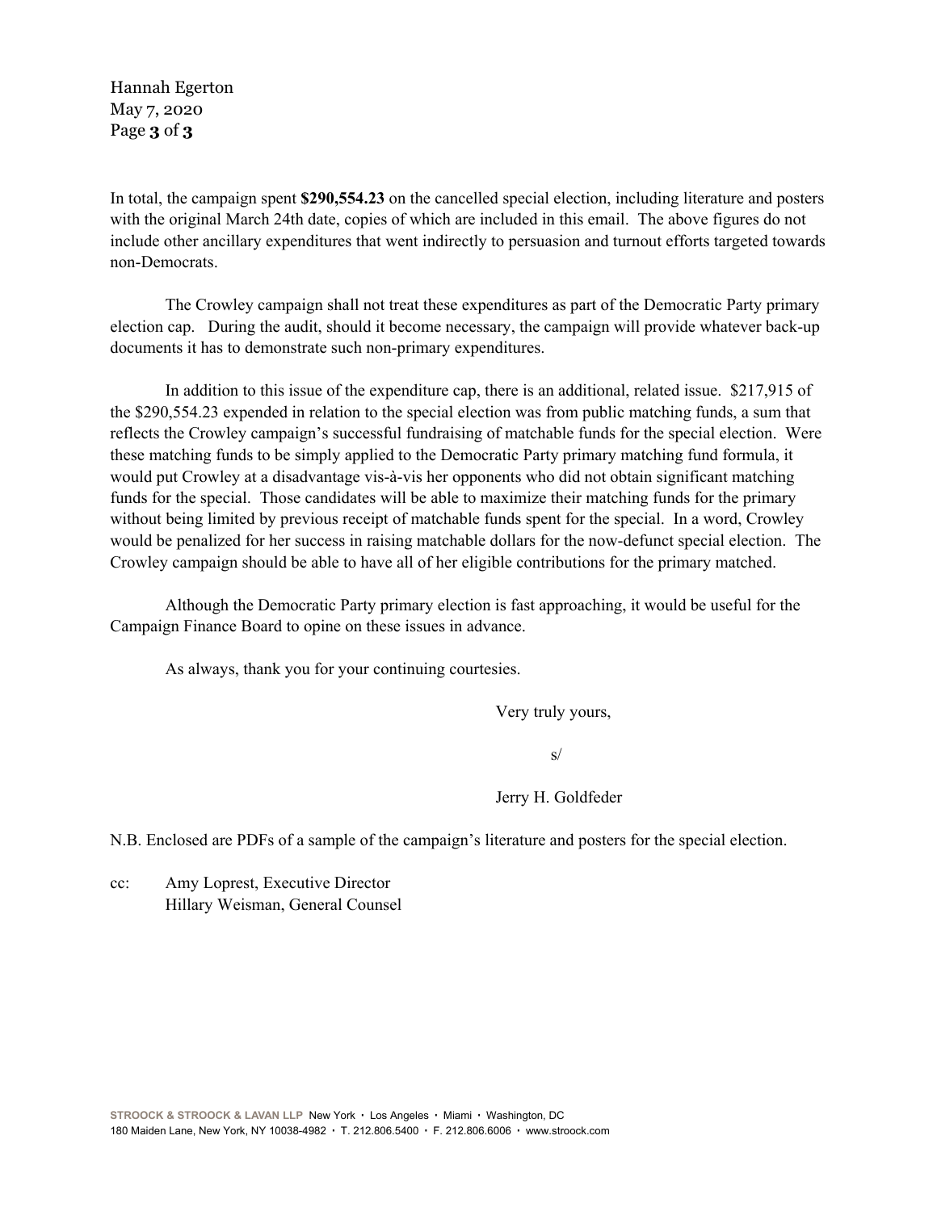In total, the campaign spent **$290,554.23** on the cancelled special election, including literature and posters with the original March 24th date, copies of which are included in this email. The above figures do not include other ancillary expenditures that went indirectly to persuasion and turnout efforts targeted towards non-Democrats.

The Crowley campaign shall not treat these expenditures as part of the Democratic Party primary election cap. During the audit, should it become necessary, the campaign will provide whatever back-up documents it has to demonstrate such non-primary expenditures.

In addition to this issue of the expenditure cap, there is an additional, related issue. $217,915 of the $290,554.23 expended in relation to the special election was from public matching funds, a sum that reflects the Crowley campaign's successful fundraising of matchable funds for the special election. Were these matching funds to be simply applied to the Democratic Party primary matching fund formula, it would put Crowley at a disadvantage vis-à-vis her opponents who did not obtain significant matching funds for the special. Those candidates will be able to maximize their matching funds for the primary without being limited by previous receipt of matchable funds spent for the special. In a word, Crowley would be penalized for her success in raising matchable dollars for the now-defunct special election. The Crowley campaign should be able to have all of her eligible contributions for the primary matched.

Although the Democratic Party primary election is fast approaching, it would be useful for the Campaign Finance Board to opine on these issues in advance.

As always, thank you for your continuing courtesies.

Very truly yours,

s/

Jerry H. Goldfeder

N.B. Enclosed are PDFs of a sample of the campaign's literature and posters for the special election.

cc: Amy Loprest, Executive Director
Hillary Weisman, General Counsel